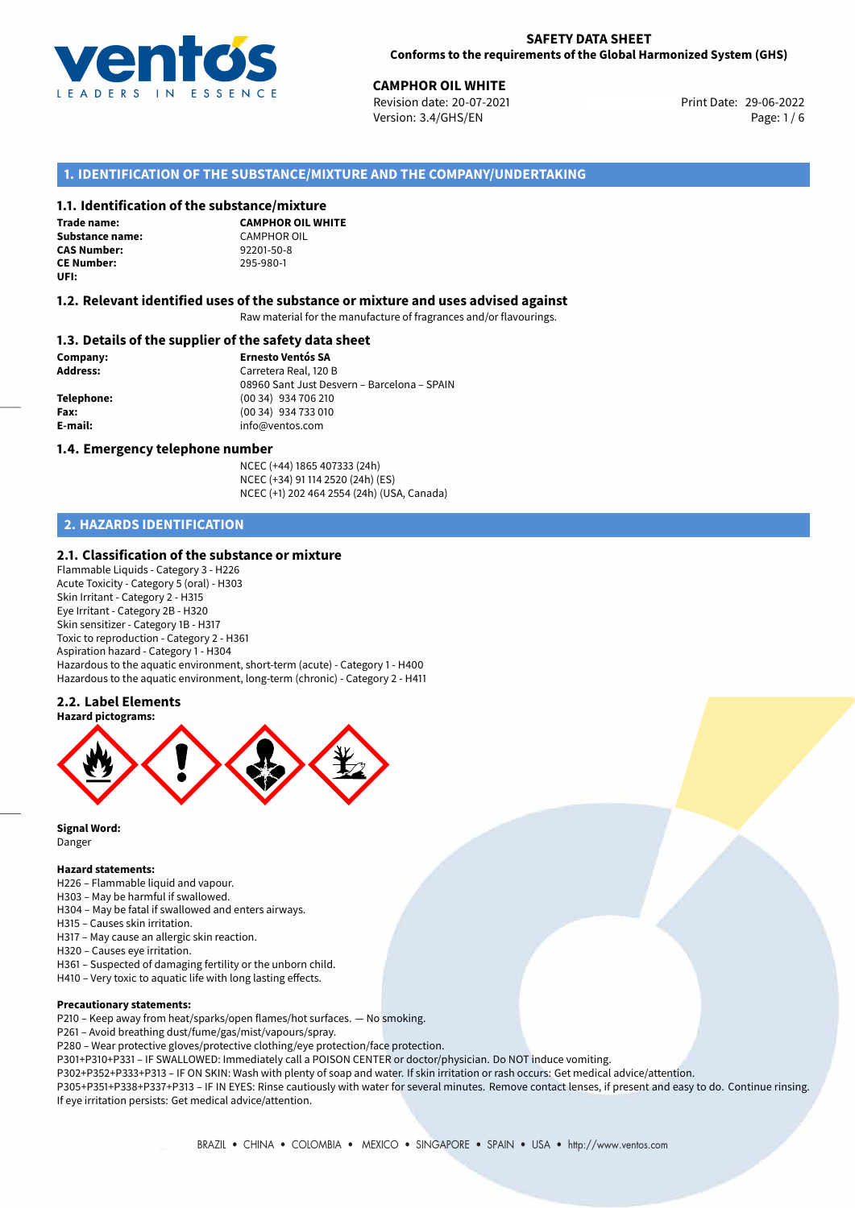**SAFETY DATA SHEET**
**Conforms to the requirements of the Global Harmonized System (GHS)**

**CAMPHOR OIL WHITE**
Revision date: 20-07-2021
Version: 3.4/GHS/EN
Print Date: 29-06-2022

## 1. IDENTIFICATION OF THE SUBSTANCE/MIXTURE AND THE COMPANY/UNDERTAKING

### 1.1. Identification of the substance/mixture

**Trade name:** **CAMPHOR OIL WHITE**
**Substance name:** CAMPHOR OIL
**CAS Number:** 92201-50-8
**CE Number:** 295-980-1
**UFI:**

### 1.2. Relevant identified uses of the substance or mixture and uses advised against

Raw material for the manufacture of fragrances and/or flavourings.

### 1.3. Details of the supplier of the safety data sheet

**Company:** **Ernesto Ventós SA**
**Address:** Carretera Real, 120 B
08960 Sant Just Desvern – Barcelona – SPAIN
**Telephone:** (00 34) 934 706 210
**Fax:** (00 34) 934 733 010
**E-mail:** info@ventos.com

### 1.4. Emergency telephone number

NCEC (+44) 1865 407333 (24h)
NCEC (+34) 91 114 2520 (24h) (ES)
NCEC (+1) 202 464 2554 (24h) (USA, Canada)

## 2. HAZARDS IDENTIFICATION

### 2.1. Classification of the substance or mixture

Flammable Liquids - Category 3 - H226
Acute Toxicity - Category 5 (oral) - H303
Skin Irritant - Category 2 - H315
Eye Irritant - Category 2B - H320
Skin sensitizer - Category 1B - H317
Toxic to reproduction - Category 2 - H361
Aspiration hazard - Category 1 - H304
Hazardous to the aquatic environment, short-term (acute) - Category 1 - H400
Hazardous to the aquatic environment, long-term (chronic) - Category 2 - H411

### 2.2. Label Elements

**Hazard pictograms:**

**Signal Word:**
Danger

**Hazard statements:**

H226 – Flammable liquid and vapour.
H303 – May be harmful if swallowed.
H304 – May be fatal if swallowed and enters airways.
H315 – Causes skin irritation.
H317 – May cause an allergic skin reaction.
H320 – Causes eye irritation.
H361 – Suspected of damaging fertility or the unborn child.
H410 – Very toxic to aquatic life with long lasting effects.

**Precautionary statements:**

P210 – Keep away from heat/sparks/open flames/hot surfaces. — No smoking.
P261 – Avoid breathing dust/fume/gas/mist/vapours/spray.
P280 – Wear protective gloves/protective clothing/eye protection/face protection.
P301+P310+P331 – IF SWALLOWED: Immediately call a POISON CENTER or doctor/physician. Do NOT induce vomiting.
P302+P352+P333+P313 – IF ON SKIN: Wash with plenty of soap and water. If skin irritation or rash occurs: Get medical advice/attention.
P305+P351+P338+P337+P313 – IF IN EYES: Rinse cautiously with water for several minutes. Remove contact lenses, if present and easy to do. Continue rinsing. If eye irritation persists: Get medical advice/attention.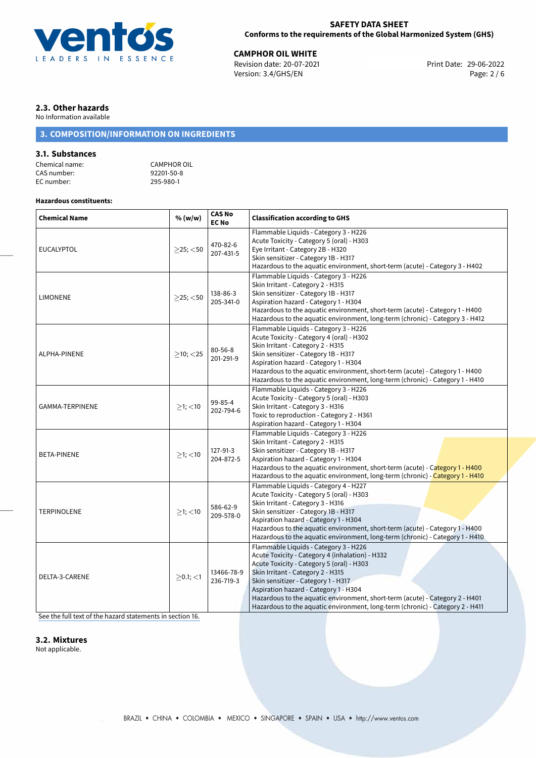## 2.3. Other hazards

No Information available

# 3. COMPOSITION/INFORMATION ON INGREDIENTS

## 3.1. Substances

Chemical name: CAMPHOR OIL
CAS number: 92201-50-8
EC number: 295-980-1

**Hazardous constituents:**

| Chemical Name | % (w/w) | CAS No EC No | Classification according to GHS |
|---|---|---|---|
| EUCALYPTOL | ≥25; <50 | 470-82-6 207-431-5 | Flammable Liquids - Category 3 - H226<br>Acute Toxicity - Category 5 (oral) - H303<br>Eye Irritant - Category 2B - H320<br>Skin sensitizer - Category 1B - H317<br>Hazardous to the aquatic environment, short-term (acute) - Category 3 - H402 |
| LIMONENE | ≥25; <50 | 138-86-3 205-341-0 | Flammable Liquids - Category 3 - H226<br>Skin Irritant - Category 2 - H315<br>Skin sensitizer - Category 1B - H317<br>Aspiration hazard - Category 1 - H304<br>Hazardous to the aquatic environment, short-term (acute) - Category 1 - H400<br>Hazardous to the aquatic environment, long-term (chronic) - Category 3 - H412 |
| ALPHA-PINENE | ≥10; <25 | 80-56-8 201-291-9 | Flammable Liquids - Category 3 - H226<br>Acute Toxicity - Category 4 (oral) - H302<br>Skin Irritant - Category 2 - H315<br>Skin sensitizer - Category 1B - H317<br>Aspiration hazard - Category 1 - H304<br>Hazardous to the aquatic environment, short-term (acute) - Category 1 - H400<br>Hazardous to the aquatic environment, long-term (chronic) - Category 1 - H410 |
| GAMMA-TERPINENE | ≥1; <10 | 99-85-4 202-794-6 | Flammable Liquids - Category 3 - H226<br>Acute Toxicity - Category 5 (oral) - H303<br>Skin Irritant - Category 3 - H316<br>Toxic to reproduction - Category 2 - H361<br>Aspiration hazard - Category 1 - H304 |
| BETA-PINENE | ≥1; <10 | 127-91-3 204-872-5 | Flammable Liquids - Category 3 - H226<br>Skin Irritant - Category 2 - H315<br>Skin sensitizer - Category 1B - H317<br>Aspiration hazard - Category 1 - H304<br>Hazardous to the aquatic environment, short-term (acute) - Category 1 - H400<br>Hazardous to the aquatic environment, long-term (chronic) - Category 1 - H410 |
| TERPINOLENE | ≥1; <10 | 586-62-9 209-578-0 | Flammable Liquids - Category 4 - H227<br>Acute Toxicity - Category 5 (oral) - H303<br>Skin Irritant - Category 3 - H316<br>Skin sensitizer - Category 1B - H317<br>Aspiration hazard - Category 1 - H304<br>Hazardous to the aquatic environment, short-term (acute) - Category 1 - H400<br>Hazardous to the aquatic environment, long-term (chronic) - Category 1 - H410 |
| DELTA-3-CARENE | ≥0.1; <1 | 13466-78-9 236-719-3 | Flammable Liquids - Category 3 - H226<br>Acute Toxicity - Category 4 (inhalation) - H332<br>Acute Toxicity - Category 5 (oral) - H303<br>Skin Irritant - Category 2 - H315<br>Skin sensitizer - Category 1 - H317<br>Aspiration hazard - Category 1 - H304<br>Hazardous to the aquatic environment, short-term (acute) - Category 2 - H401<br>Hazardous to the aquatic environment, long-term (chronic) - Category 2 - H411 |

See the full text of the hazard statements in section 16.

## 3.2. Mixtures

Not applicable.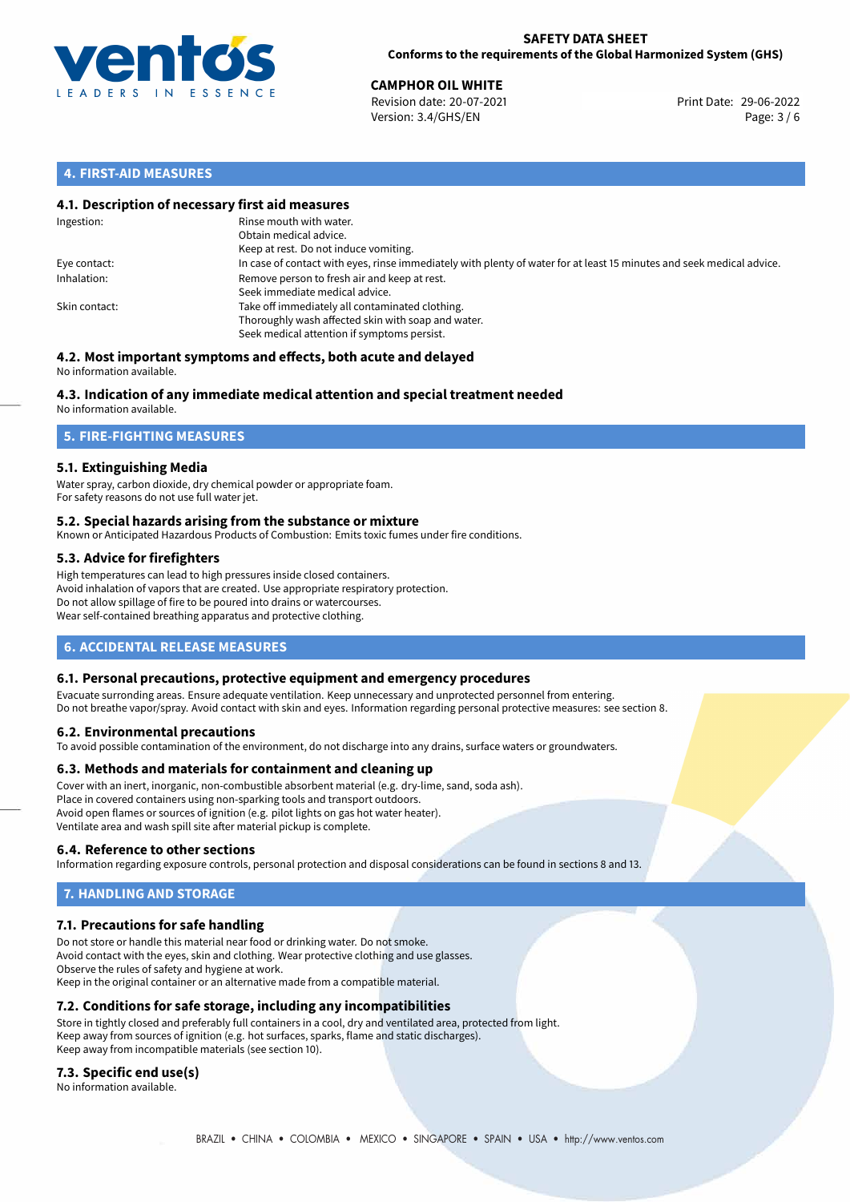## 4. FIRST-AID MEASURES

### 4.1. Description of necessary first aid measures

| | |
|---|---|
| Ingestion: | Rinse mouth with water.<br>Obtain medical advice.<br>Keep at rest. Do not induce vomiting. |
| Eye contact: | In case of contact with eyes, rinse immediately with plenty of water for at least 15 minutes and seek medical advice. |
| Inhalation: | Remove person to fresh air and keep at rest.<br>Seek immediate medical advice. |
| Skin contact: | Take off immediately all contaminated clothing.<br>Thoroughly wash affected skin with soap and water.<br>Seek medical attention if symptoms persist. |

### 4.2. Most important symptoms and effects, both acute and delayed

No information available.

### 4.3. Indication of any immediate medical attention and special treatment needed

No information available.

## 5. FIRE-FIGHTING MEASURES

### 5.1. Extinguishing Media

Water spray, carbon dioxide, dry chemical powder or appropriate foam.
For safety reasons do not use full water jet.

### 5.2. Special hazards arising from the substance or mixture

Known or Anticipated Hazardous Products of Combustion: Emits toxic fumes under fire conditions.

### 5.3. Advice for firefighters

High temperatures can lead to high pressures inside closed containers.
Avoid inhalation of vapors that are created. Use appropriate respiratory protection.
Do not allow spillage of fire to be poured into drains or watercourses.
Wear self-contained breathing apparatus and protective clothing.

## 6. ACCIDENTAL RELEASE MEASURES

### 6.1. Personal precautions, protective equipment and emergency procedures

Evacuate surronding areas. Ensure adequate ventilation. Keep unnecessary and unprotected personnel from entering.
Do not breathe vapor/spray. Avoid contact with skin and eyes. Information regarding personal protective measures: see section 8.

### 6.2. Environmental precautions

To avoid possible contamination of the environment, do not discharge into any drains, surface waters or groundwaters.

### 6.3. Methods and materials for containment and cleaning up

Cover with an inert, inorganic, non-combustible absorbent material (e.g. dry-lime, sand, soda ash).
Place in covered containers using non-sparking tools and transport outdoors.
Avoid open flames or sources of ignition (e.g. pilot lights on gas hot water heater).
Ventilate area and wash spill site after material pickup is complete.

### 6.4. Reference to other sections

Information regarding exposure controls, personal protection and disposal considerations can be found in sections 8 and 13.

## 7. HANDLING AND STORAGE

### 7.1. Precautions for safe handling

Do not store or handle this material near food or drinking water. Do not smoke.
Avoid contact with the eyes, skin and clothing. Wear protective clothing and use glasses.
Observe the rules of safety and hygiene at work.
Keep in the original container or an alternative made from a compatible material.

### 7.2. Conditions for safe storage, including any incompatibilities

Store in tightly closed and preferably full containers in a cool, dry and ventilated area, protected from light.
Keep away from sources of ignition (e.g. hot surfaces, sparks, flame and static discharges).
Keep away from incompatible materials (see section 10).

### 7.3. Specific end use(s)

No information available.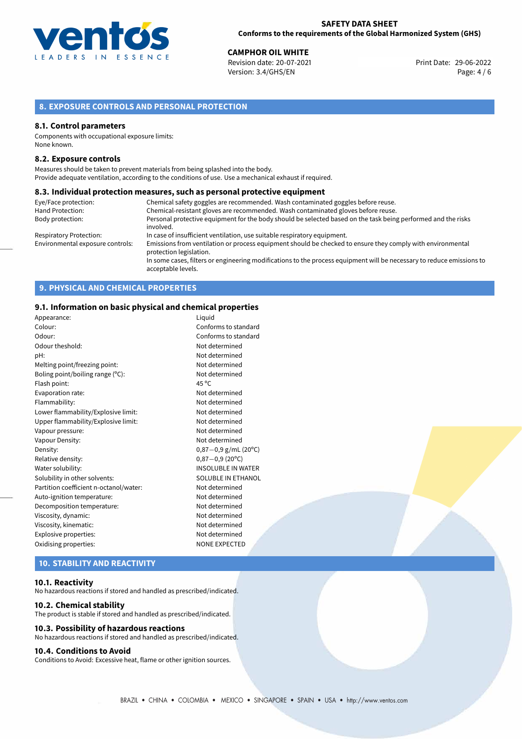## 8. EXPOSURE CONTROLS AND PERSONAL PROTECTION

### 8.1. Control parameters

Components with occupational exposure limits:
None known.

### 8.2. Exposure controls

Measures should be taken to prevent materials from being splashed into the body.
Provide adequate ventilation, according to the conditions of use. Use a mechanical exhaust if required.

### 8.3. Individual protection measures, such as personal protective equipment

| | |
|---|---|
| Eye/Face protection: | Chemical safety goggles are recommended. Wash contaminated goggles before reuse. |
| Hand Protection: | Chemical-resistant gloves are recommended. Wash contaminated gloves before reuse. |
| Body protection: | Personal protective equipment for the body should be selected based on the task being performed and the risks involved. |
| Respiratory Protection: | In case of insufficient ventilation, use suitable respiratory equipment. |
| Environmental exposure controls: | Emissions from ventilation or process equipment should be checked to ensure they comply with environmental protection legislation. In some cases, filters or engineering modifications to the process equipment will be necessary to reduce emissions to acceptable levels. |

## 9. PHYSICAL AND CHEMICAL PROPERTIES

### 9.1. Information on basic physical and chemical properties

| | |
|---|---|
| Appearance: | Liquid |
| Colour: | Conforms to standard |
| Odour: | Conforms to standard |
| Odour theshold: | Not determined |
| pH: | Not determined |
| Melting point/freezing point: | Not determined |
| Boling point/boiling range (°C): | Not determined |
| Flash point: | 45 °C |
| Evaporation rate: | Not determined |
| Flammability: | Not determined |
| Lower flammability/Explosive limit: | Not determined |
| Upper flammability/Explosive limit: | Not determined |
| Vapour pressure: | Not determined |
| Vapour Density: | Not determined |
| Density: | 0,87−0,9 g/mL (20°C) |
| Relative density: | 0,87−0,9 (20°C) |
| Water solubility: | INSOLUBLE IN WATER |
| Solubility in other solvents: | SOLUBLE IN ETHANOL |
| Partition coefficient n-octanol/water: | Not determined |
| Auto-ignition temperature: | Not determined |
| Decomposition temperature: | Not determined |
| Viscosity, dynamic: | Not determined |
| Viscosity, kinematic: | Not determined |
| Explosive properties: | Not determined |
| Oxidising properties: | NONE EXPECTED |

## 10. STABILITY AND REACTIVITY

### 10.1. Reactivity

No hazardous reactions if stored and handled as prescribed/indicated.

### 10.2. Chemical stability

The product is stable if stored and handled as prescribed/indicated.

### 10.3. Possibility of hazardous reactions

No hazardous reactions if stored and handled as prescribed/indicated.

### 10.4. Conditions to Avoid

Conditions to Avoid: Excessive heat, flame or other ignition sources.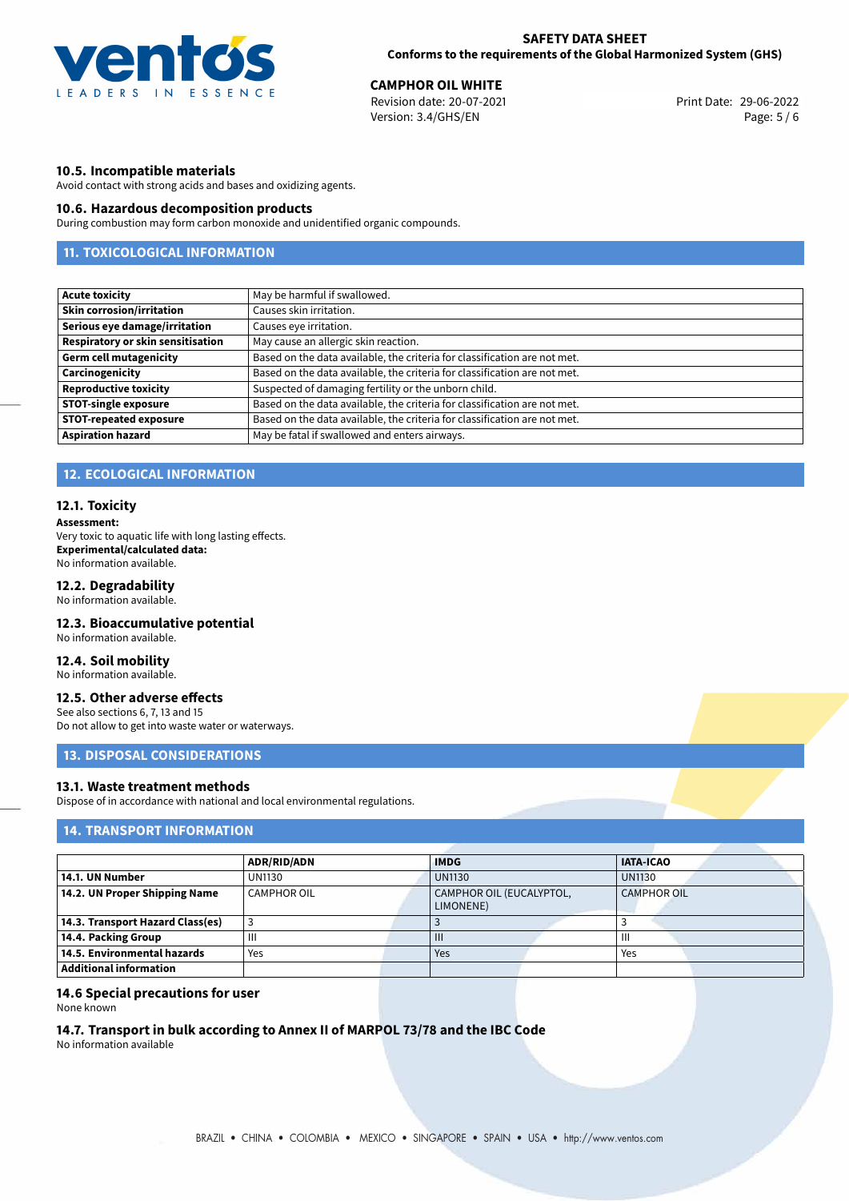### 10.5. Incompatible materials

Avoid contact with strong acids and bases and oxidizing agents.

### 10.6. Hazardous decomposition products

During combustion may form carbon monoxide and unidentified organic compounds.

## 11. TOXICOLOGICAL INFORMATION

| | |
|---|---|
| **Acute toxicity** | May be harmful if swallowed. |
| **Skin corrosion/irritation** | Causes skin irritation. |
| **Serious eye damage/irritation** | Causes eye irritation. |
| **Respiratory or skin sensitisation** | May cause an allergic skin reaction. |
| **Germ cell mutagenicity** | Based on the data available, the criteria for classification are not met. |
| **Carcinogenicity** | Based on the data available, the criteria for classification are not met. |
| **Reproductive toxicity** | Suspected of damaging fertility or the unborn child. |
| **STOT-single exposure** | Based on the data available, the criteria for classification are not met. |
| **STOT-repeated exposure** | Based on the data available, the criteria for classification are not met. |
| **Aspiration hazard** | May be fatal if swallowed and enters airways. |

## 12. ECOLOGICAL INFORMATION

### 12.1. Toxicity

**Assessment:**
Very toxic to aquatic life with long lasting effects.
**Experimental/calculated data:**
No information available.

### 12.2. Degradability

No information available.

### 12.3. Bioaccumulative potential

No information available.

### 12.4. Soil mobility

No information available.

### 12.5. Other adverse effects

See also sections 6, 7, 13 and 15
Do not allow to get into waste water or waterways.

## 13. DISPOSAL CONSIDERATIONS

### 13.1. Waste treatment methods

Dispose of in accordance with national and local environmental regulations.

## 14. TRANSPORT INFORMATION

| | ADR/RID/ADN | IMDG | IATA-ICAO |
|---|---|---|---|
| **14.1. UN Number** | UN1130 | UN1130 | UN1130 |
| **14.2. UN Proper Shipping Name** | CAMPHOR OIL | CAMPHOR OIL (EUCALYPTOL, LIMONENE) | CAMPHOR OIL |
| **14.3. Transport Hazard Class(es)** | 3 | 3 | 3 |
| **14.4. Packing Group** | III | III | III |
| **14.5. Environmental hazards** | Yes | Yes | Yes |
| **Additional information** | | | |

### 14.6 Special precautions for user

None known

### 14.7. Transport in bulk according to Annex II of MARPOL 73/78 and the IBC Code

No information available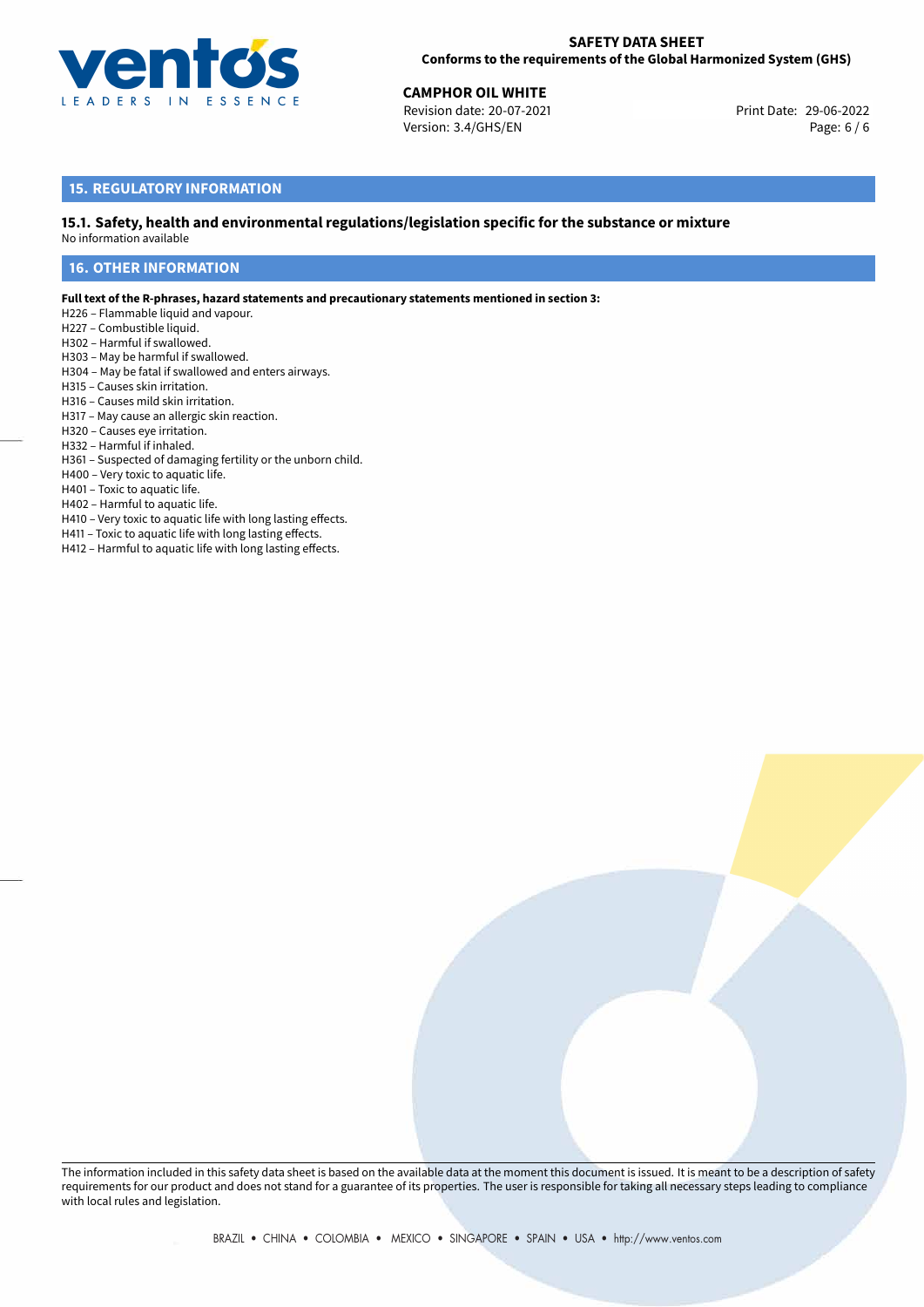## 15. REGULATORY INFORMATION

### 15.1. Safety, health and environmental regulations/legislation specific for the substance or mixture

No information available

## 16. OTHER INFORMATION

**Full text of the R-phrases, hazard statements and precautionary statements mentioned in section 3:**

H226 – Flammable liquid and vapour.
H227 – Combustible liquid.
H302 – Harmful if swallowed.
H303 – May be harmful if swallowed.
H304 – May be fatal if swallowed and enters airways.
H315 – Causes skin irritation.
H316 – Causes mild skin irritation.
H317 – May cause an allergic skin reaction.
H320 – Causes eye irritation.
H332 – Harmful if inhaled.
H361 – Suspected of damaging fertility or the unborn child.
H400 – Very toxic to aquatic life.
H401 – Toxic to aquatic life.
H402 – Harmful to aquatic life.
H410 – Very toxic to aquatic life with long lasting effects.
H411 – Toxic to aquatic life with long lasting effects.
H412 – Harmful to aquatic life with long lasting effects.

The information included in this safety data sheet is based on the available data at the moment this document is issued. It is meant to be a description of safety requirements for our product and does not stand for a guarantee of its properties. The user is responsible for taking all necessary steps leading to compliance with local rules and legislation.